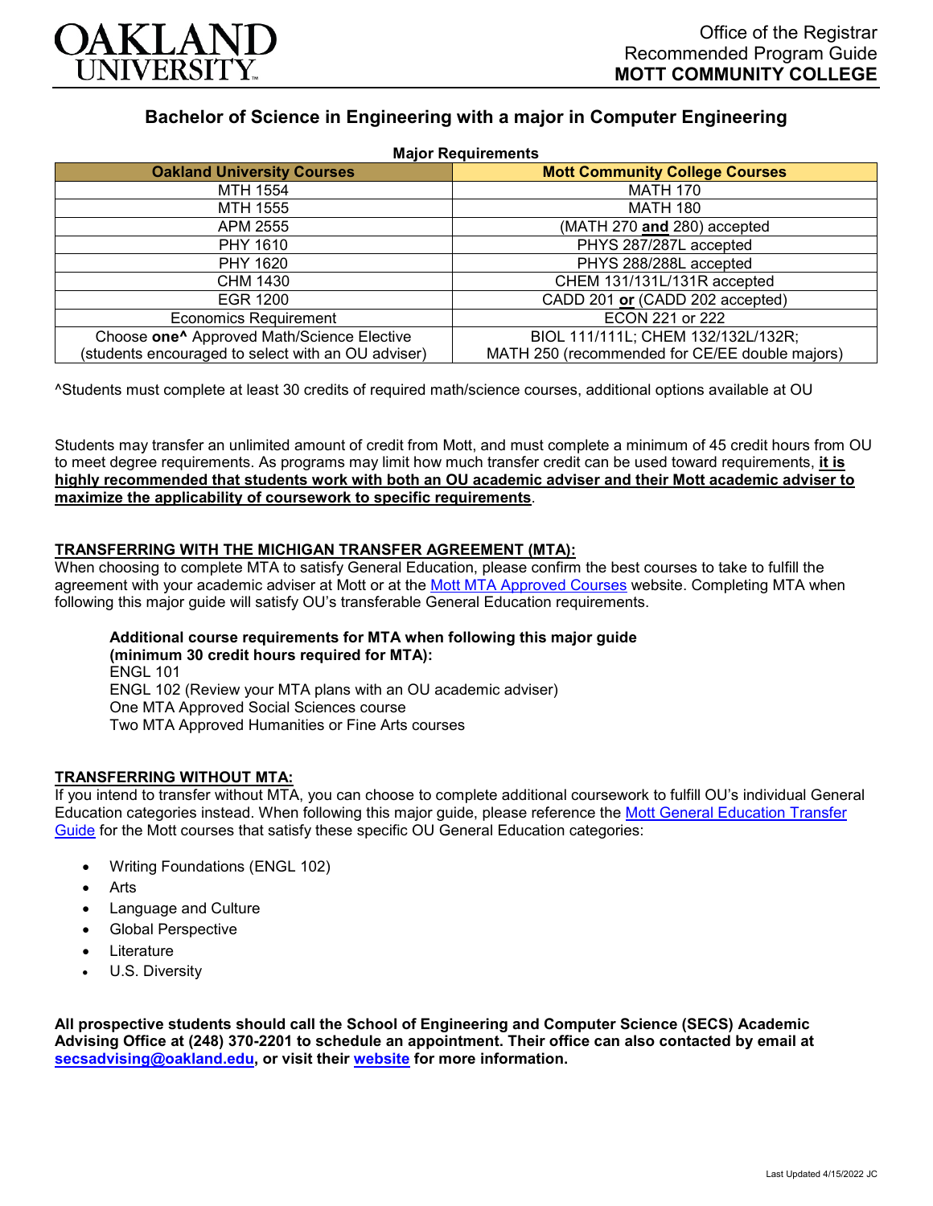# OAKLAND UNIVERSITY

Office of the Registrar
Recommended Program Guide
**MOTT COMMUNITY COLLEGE**

## Bachelor of Science in Engineering with a major in Computer Engineering

**Major Requirements**

| Oakland University Courses | Mott Community College Courses |
|---|---|
| MTH 1554 | MATH 170 |
| MTH 1555 | MATH 180 |
| APM 2555 | (MATH 270 **and** 280) accepted |
| PHY 1610 | PHYS 287/287L accepted |
| PHY 1620 | PHYS 288/288L accepted |
| CHM 1430 | CHEM 131/131L/131R accepted |
| EGR 1200 | CADD 201 **or** (CADD 202 accepted) |
| Economics Requirement | ECON 221 or 222 |
| Choose **one^** Approved Math/Science Elective (students encouraged to select with an OU adviser) | BIOL 111/111L; CHEM 132/132L/132R; MATH 250 (recommended for CE/EE double majors) |

^Students must complete at least 30 credits of required math/science courses, additional options available at OU

Students may transfer an unlimited amount of credit from Mott, and must complete a minimum of 45 credit hours from OU to meet degree requirements. As programs may limit how much transfer credit can be used toward requirements, **it is highly recommended that students work with both an OU academic adviser and their Mott academic adviser to maximize the applicability of coursework to specific requirements**.

**TRANSFERRING WITH THE MICHIGAN TRANSFER AGREEMENT (MTA):**

When choosing to complete MTA to satisfy General Education, please confirm the best courses to take to fulfill the agreement with your academic adviser at Mott or at the Mott MTA Approved Courses website. Completing MTA when following this major guide will satisfy OU's transferable General Education requirements.

**Additional course requirements for MTA when following this major guide (minimum 30 credit hours required for MTA):**
ENGL 101
ENGL 102 (Review your MTA plans with an OU academic adviser)
One MTA Approved Social Sciences course
Two MTA Approved Humanities or Fine Arts courses

**TRANSFERRING WITHOUT MTA:**

If you intend to transfer without MTA, you can choose to complete additional coursework to fulfill OU's individual General Education categories instead. When following this major guide, please reference the Mott General Education Transfer Guide for the Mott courses that satisfy these specific OU General Education categories:

- Writing Foundations (ENGL 102)
- Arts
- Language and Culture
- Global Perspective
- Literature
- U.S. Diversity

**All prospective students should call the School of Engineering and Computer Science (SECS) Academic Advising Office at (248) 370-2201 to schedule an appointment. Their office can also contacted by email at secsadvising@oakland.edu, or visit their website for more information.**

Last Updated 4/15/2022 JC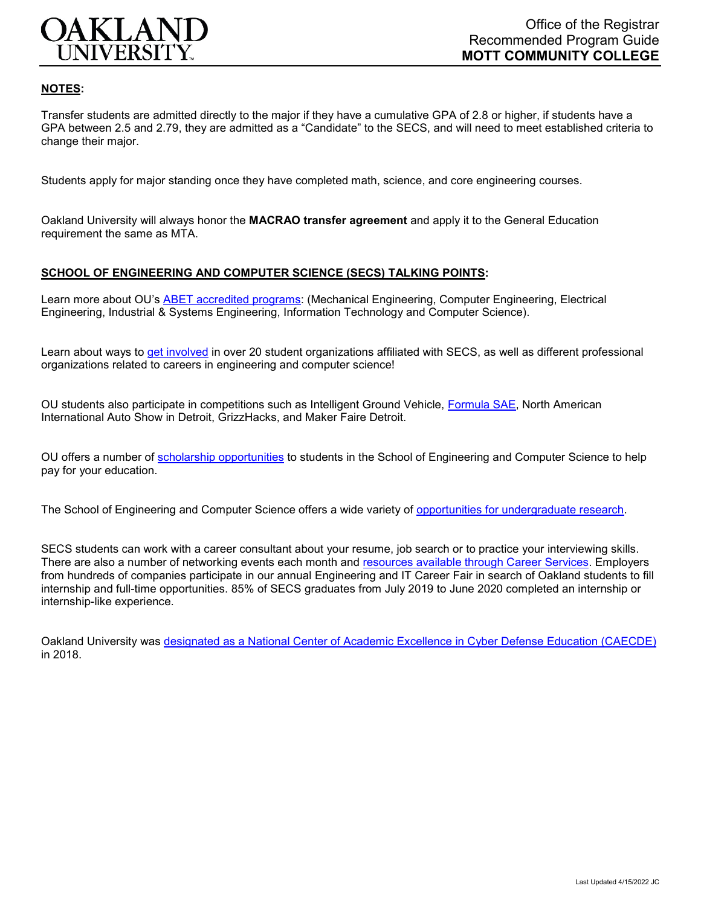**NOTES:**

Transfer students are admitted directly to the major if they have a cumulative GPA of 2.8 or higher, if students have a GPA between 2.5 and 2.79, they are admitted as a "Candidate" to the SECS, and will need to meet established criteria to change their major.

Students apply for major standing once they have completed math, science, and core engineering courses.

Oakland University will always honor the **MACRAO transfer agreement** and apply it to the General Education requirement the same as MTA.

**SCHOOL OF ENGINEERING AND COMPUTER SCIENCE (SECS) TALKING POINTS:**

Learn more about OU's ABET accredited programs: (Mechanical Engineering, Computer Engineering, Electrical Engineering, Industrial & Systems Engineering, Information Technology and Computer Science).

Learn about ways to get involved in over 20 student organizations affiliated with SECS, as well as different professional organizations related to careers in engineering and computer science!

OU students also participate in competitions such as Intelligent Ground Vehicle, Formula SAE, North American International Auto Show in Detroit, GrizzHacks, and Maker Faire Detroit.

OU offers a number of scholarship opportunities to students in the School of Engineering and Computer Science to help pay for your education.

The School of Engineering and Computer Science offers a wide variety of opportunities for undergraduate research.

SECS students can work with a career consultant about your resume, job search or to practice your interviewing skills. There are also a number of networking events each month and resources available through Career Services. Employers from hundreds of companies participate in our annual Engineering and IT Career Fair in search of Oakland students to fill internship and full-time opportunities. 85% of SECS graduates from July 2019 to June 2020 completed an internship or internship-like experience.

Oakland University was designated as a National Center of Academic Excellence in Cyber Defense Education (CAECDE) in 2018.

Last Updated 4/15/2022 JC